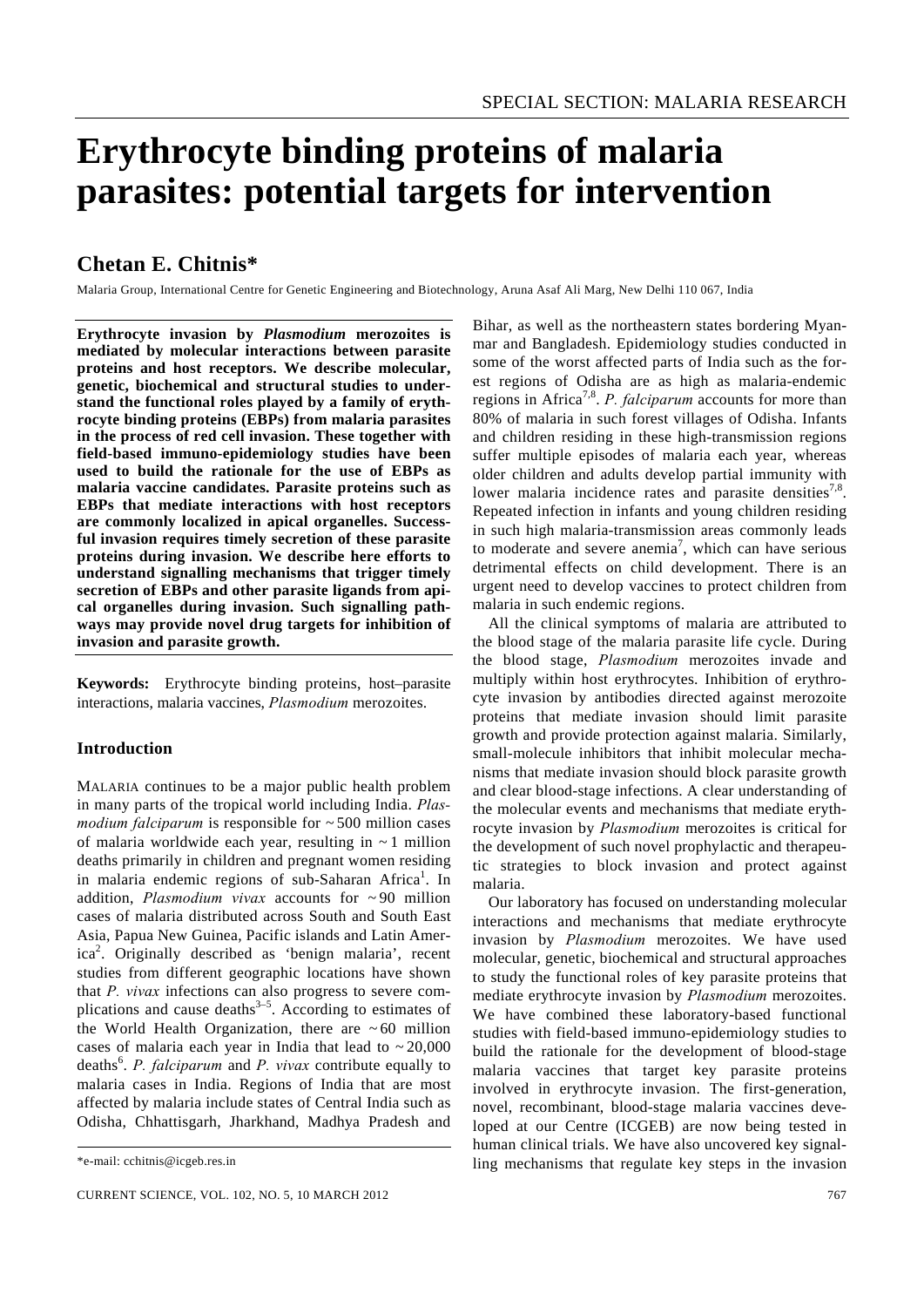# Erythrocyte binding proteins of malaria parasites: potential targets for intervention

## Chetan E. Chitnis*

Malaria Group, International Centre for Genetic Engineering and Biotechnology, Aruna Asaf Ali Marg, New Delhi 110 067, India

**Erythrocyte invasion by *Plasmodium* merozoites is mediated by molecular interactions between parasite proteins and host receptors. We describe molecular, genetic, biochemical and structural studies to understand the functional roles played by a family of erythrocyte binding proteins (EBPs) from malaria parasites in the process of red cell invasion. These together with field-based immuno-epidemiology studies have been used to build the rationale for the use of EBPs as malaria vaccine candidates. Parasite proteins such as EBPs that mediate interactions with host receptors are commonly localized in apical organelles. Successful invasion requires timely secretion of these parasite proteins during invasion. We describe here efforts to understand signalling mechanisms that trigger timely secretion of EBPs and other parasite ligands from apical organelles during invasion. Such signalling pathways may provide novel drug targets for inhibition of invasion and parasite growth.**

**Keywords:** Erythrocyte binding proteins, host–parasite interactions, malaria vaccines, *Plasmodium* merozoites.

### Introduction

MALARIA continues to be a major public health problem in many parts of the tropical world including India. *Plasmodium falciparum* is responsible for ~ 500 million cases of malaria worldwide each year, resulting in ~ 1 million deaths primarily in children and pregnant women residing in malaria endemic regions of sub-Saharan Africa[1]. In addition, *Plasmodium vivax* accounts for ~ 90 million cases of malaria distributed across South and South East Asia, Papua New Guinea, Pacific islands and Latin America[2]. Originally described as 'benign malaria', recent studies from different geographic locations have shown that *P. vivax* infections can also progress to severe complications and cause deaths[3–5]. According to estimates of the World Health Organization, there are ~ 60 million cases of malaria each year in India that lead to ~ 20,000 deaths[6]. *P. falciparum* and *P. vivax* contribute equally to malaria cases in India. Regions of India that are most affected by malaria include states of Central India such as Odisha, Chhattisgarh, Jharkhand, Madhya Pradesh and Bihar, as well as the northeastern states bordering Myanmar and Bangladesh. Epidemiology studies conducted in some of the worst affected parts of India such as the forest regions of Odisha are as high as malaria-endemic regions in Africa[7,8]. *P. falciparum* accounts for more than 80% of malaria in such forest villages of Odisha. Infants and children residing in these high-transmission regions suffer multiple episodes of malaria each year, whereas older children and adults develop partial immunity with lower malaria incidence rates and parasite densities[7,8]. Repeated infection in infants and young children residing in such high malaria-transmission areas commonly leads to moderate and severe anemia[7], which can have serious detrimental effects on child development. There is an urgent need to develop vaccines to protect children from malaria in such endemic regions.

All the clinical symptoms of malaria are attributed to the blood stage of the malaria parasite life cycle. During the blood stage, *Plasmodium* merozoites invade and multiply within host erythrocytes. Inhibition of erythrocyte invasion by antibodies directed against merozoite proteins that mediate invasion should limit parasite growth and provide protection against malaria. Similarly, small-molecule inhibitors that inhibit molecular mechanisms that mediate invasion should block parasite growth and clear blood-stage infections. A clear understanding of the molecular events and mechanisms that mediate erythrocyte invasion by *Plasmodium* merozoites is critical for the development of such novel prophylactic and therapeutic strategies to block invasion and protect against malaria.

Our laboratory has focused on understanding molecular interactions and mechanisms that mediate erythrocyte invasion by *Plasmodium* merozoites. We have used molecular, genetic, biochemical and structural approaches to study the functional roles of key parasite proteins that mediate erythrocyte invasion by *Plasmodium* merozoites. We have combined these laboratory-based functional studies with field-based immuno-epidemiology studies to build the rationale for the development of blood-stage malaria vaccines that target key parasite proteins involved in erythrocyte invasion. The first-generation, novel, recombinant, blood-stage malaria vaccines developed at our Centre (ICGEB) are now being tested in human clinical trials. We have also uncovered key signalling mechanisms that regulate key steps in the invasion

*e-mail: cchitnis@icgeb.res.in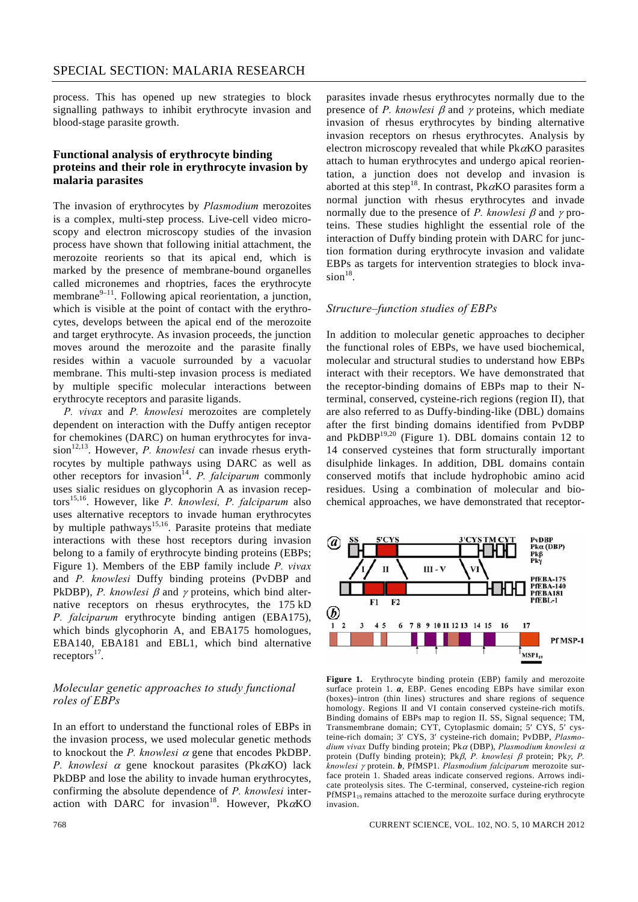process. This has opened up new strategies to block signalling pathways to inhibit erythrocyte invasion and blood-stage parasite growth.

## Functional analysis of erythrocyte binding proteins and their role in erythrocyte invasion by malaria parasites

The invasion of erythrocytes by *Plasmodium* merozoites is a complex, multi-step process. Live-cell video microscopy and electron microscopy studies of the invasion process have shown that following initial attachment, the merozoite reorients so that its apical end, which is marked by the presence of membrane-bound organelles called micronemes and rhoptries, faces the erythrocyte membrane[9–11]. Following apical reorientation, a junction, which is visible at the point of contact with the erythrocytes, develops between the apical end of the merozoite and target erythrocyte. As invasion proceeds, the junction moves around the merozoite and the parasite finally resides within a vacuole surrounded by a vacuolar membrane. This multi-step invasion process is mediated by multiple specific molecular interactions between erythrocyte receptors and parasite ligands.

*P. vivax* and *P. knowlesi* merozoites are completely dependent on interaction with the Duffy antigen receptor for chemokines (DARC) on human erythrocytes for invasion[12,13]. However, *P. knowlesi* can invade rhesus erythrocytes by multiple pathways using DARC as well as other receptors for invasion[14]. *P. falciparum* commonly uses sialic residues on glycophorin A as invasion receptors[15,16]. However, like *P. knowlesi, P. falciparum* also uses alternative receptors to invade human erythrocytes by multiple pathways[15,16]. Parasite proteins that mediate interactions with these host receptors during invasion belong to a family of erythrocyte binding proteins (EBPs; Figure 1). Members of the EBP family include *P. vivax* and *P. knowlesi* Duffy binding proteins (PvDBP and PkDBP), *P. knowlesi* $\beta$ and $\gamma$ proteins, which bind alternative receptors on rhesus erythrocytes, the 175 kD *P. falciparum* erythrocyte binding antigen (EBA175), which binds glycophorin A, and EBA175 homologues, EBA140, EBA181 and EBL1, which bind alternative receptors[17].

### *Molecular genetic approaches to study functional roles of EBPs*

In an effort to understand the functional roles of EBPs in the invasion process, we used molecular genetic methods to knockout the *P. knowlesi* $\alpha$ gene that encodes PkDBP. *P. knowlesi* $\alpha$ gene knockout parasites (Pk$\alpha$KO) lack PkDBP and lose the ability to invade human erythrocytes, confirming the absolute dependence of *P. knowlesi* interaction with DARC for invasion[18]. However, Pk$\alpha$KO parasites invade rhesus erythrocytes normally due to the presence of *P. knowlesi* $\beta$ and $\gamma$ proteins, which mediate invasion of rhesus erythrocytes by binding alternative invasion receptors on rhesus erythrocytes. Analysis by electron microscopy revealed that while Pk$\alpha$KO parasites attach to human erythrocytes and undergo apical reorientation, a junction does not develop and invasion is aborted at this step[18]. In contrast, Pk$\alpha$KO parasites form a normal junction with rhesus erythrocytes and invade normally due to the presence of *P. knowlesi* $\beta$ and $\gamma$ proteins. These studies highlight the essential role of the interaction of Duffy binding protein with DARC for junction formation during erythrocyte invasion and validate EBPs as targets for intervention strategies to block invasion[18].

### *Structure–function studies of EBPs*

In addition to molecular genetic approaches to decipher the functional roles of EBPs, we have used biochemical, molecular and structural studies to understand how EBPs interact with their receptors. We have demonstrated that the receptor-binding domains of EBPs map to their N-terminal, conserved, cysteine-rich regions (region II), that are also referred to as Duffy-binding-like (DBL) domains after the first binding domains identified from PvDBP and PkDBP[19,20] (Figure 1). DBL domains contain 12 to 14 conserved cysteines that form structurally important disulphide linkages. In addition, DBL domains contain conserved motifs that include hydrophobic amino acid residues. Using a combination of molecular and biochemical approaches, we have demonstrated that receptor-

**Figure 1.** Erythrocyte binding protein (EBP) family and merozoite surface protein 1. ***a***, EBP. Genes encoding EBPs have similar exon (boxes)–intron (thin lines) structures and share regions of sequence homology. Regions II and VI contain conserved cysteine-rich motifs. Binding domains of EBPs map to region II. SS, Signal sequence; TM, Transmembrane domain; CYT, Cytoplasmic domain; 5′ CYS, 5′ cysteine-rich domain; 3′ CYS, 3′ cysteine-rich domain; PvDBP, *Plasmodium vivax* Duffy binding protein; Pk$\alpha$ (DBP), *Plasmodium knowlesi* $\alpha$ protein (Duffy binding protein); Pk$\beta$, *P. knowlesi* $\beta$ protein; Pk$\gamma$, *P. knowlesi* $\gamma$ protein. ***b***, PfMSP1. *Plasmodium falciparum* merozoite surface protein 1. Shaded areas indicate conserved regions. Arrows indicate proteolysis sites. The C-terminal, conserved, cysteine-rich region $PfMSP1_{19}$ remains attached to the merozoite surface during erythrocyte invasion.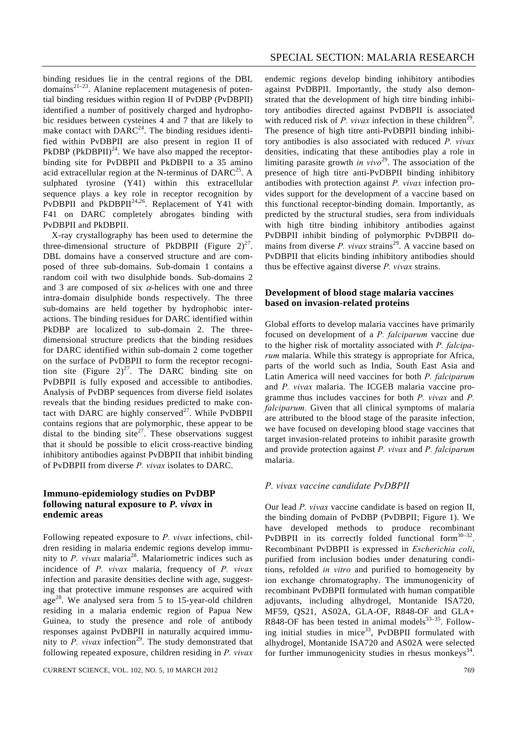binding residues lie in the central regions of the DBL domains[21–23]. Alanine replacement mutagenesis of potential binding residues within region II of PvDBP (PvDBPII) identified a number of positively charged and hydrophobic residues between cysteines 4 and 7 that are likely to make contact with DARC[24]. The binding residues identified within PvDBPII are also present in region II of PkDBP (PkDBPII)[24]. We have also mapped the receptor-binding site for PvDBPII and PkDBPII to a 35 amino acid extracellular region at the N-terminus of DARC[25]. A sulphated tyrosine (Y41) within this extracellular sequence plays a key role in receptor recognition by PvDBPII and PkDBPII[24,26]. Replacement of Y41 with F41 on DARC completely abrogates binding with PvDBPII and PkDBPII.

X-ray crystallography has been used to determine the three-dimensional structure of PkDBPII (Figure 2)[27]. DBL domains have a conserved structure and are composed of three sub-domains. Sub-domain 1 contains a random coil with two disulphide bonds. Sub-domains 2 and 3 are composed of six $\alpha$-helices with one and three intra-domain disulphide bonds respectively. The three sub-domains are held together by hydrophobic interactions. The binding residues for DARC identified within PkDBP are localized to sub-domain 2. The three-dimensional structure predicts that the binding residues for DARC identified within sub-domain 2 come together on the surface of PvDBPII to form the receptor recognition site (Figure 2)[27]. The DARC binding site on PvDBPII is fully exposed and accessible to antibodies. Analysis of PvDBP sequences from diverse field isolates reveals that the binding residues predicted to make contact with DARC are highly conserved[27]. While PvDBPII contains regions that are polymorphic, these appear to be distal to the binding site[27]. These observations suggest that it should be possible to elicit cross-reactive binding inhibitory antibodies against PvDBPII that inhibit binding of PvDBPII from diverse *P. vivax* isolates to DARC.

## Immuno-epidemiology studies on PvDBP following natural exposure to *P. vivax* in endemic areas

Following repeated exposure to *P. vivax* infections, children residing in malaria endemic regions develop immunity to *P. vivax* malaria[28]. Malariometric indices such as incidence of *P. vivax* malaria, frequency of *P. vivax* infection and parasite densities decline with age, suggesting that protective immune responses are acquired with age[28]. We analysed sera from 5 to 15-year-old children residing in a malaria endemic region of Papua New Guinea, to study the presence and role of antibody responses against PvDBPII in naturally acquired immunity to *P. vivax* infection[29]. The study demonstrated that following repeated exposure, children residing in *P. vivax* endemic regions develop binding inhibitory antibodies against PvDBPII. Importantly, the study also demonstrated that the development of high titre binding inhibitory antibodies directed against PvDBPII is associated with reduced risk of *P. vivax* infection in these children[29]. The presence of high titre anti-PvDBPII binding inhibitory antibodies is also associated with reduced *P. vivax* densities, indicating that these antibodies play a role in limiting parasite growth *in vivo*[29]. The association of the presence of high titre anti-PvDBPII binding inhibitory antibodies with protection against *P. vivax* infection provides support for the development of a vaccine based on this functional receptor-binding domain. Importantly, as predicted by the structural studies, sera from individuals with high titre binding inhibitory antibodies against PvDBPII inhibit binding of polymorphic PvDBPII domains from diverse *P. vivax* strains[29]. A vaccine based on PvDBPII that elicits binding inhibitory antibodies should thus be effective against diverse *P. vivax* strains.

## Development of blood stage malaria vaccines based on invasion-related proteins

Global efforts to develop malaria vaccines have primarily focused on development of a *P. falciparum* vaccine due to the higher risk of mortality associated with *P. falciparum* malaria. While this strategy is appropriate for Africa, parts of the world such as India, South East Asia and Latin America will need vaccines for both *P. falciparum* and *P. vivax* malaria. The ICGEB malaria vaccine programme thus includes vaccines for both *P. vivax* and *P. falciparum.* Given that all clinical symptoms of malaria are attributed to the blood stage of the parasite infection, we have focused on developing blood stage vaccines that target invasion-related proteins to inhibit parasite growth and provide protection against *P. vivax* and *P. falciparum* malaria.

### *P. vivax* vaccine candidate PvDBPII

Our lead *P. vivax* vaccine candidate is based on region II, the binding domain of PvDBP (PvDBPII; Figure 1). We have developed methods to produce recombinant PvDBPII in its correctly folded functional form[30–32]. Recombinant PvDBPII is expressed in *Escherichia coli*, purified from inclusion bodies under denaturing conditions, refolded *in vitro* and purified to homogeneity by ion exchange chromatography. The immunogenicity of recombinant PvDBPII formulated with human compatible adjuvants, including alhydrogel, Montanide ISA720, MF59, QS21, AS02A, GLA-OF, R848-OF and GLA+ R848-OF has been tested in animal models[33–35]. Following initial studies in mice[33], PvDBPII formulated with alhydrogel, Montanide ISA720 and AS02A were selected for further immunogenicity studies in rhesus monkeys[34].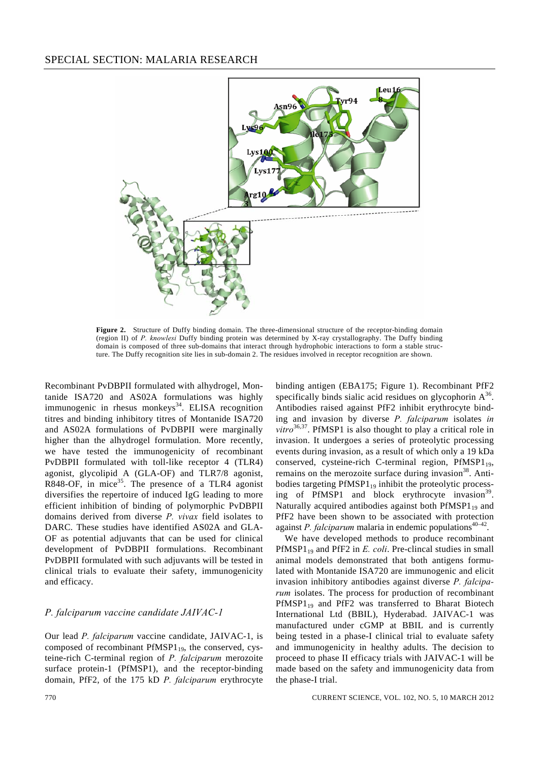**Figure 2.** Structure of Duffy binding domain. The three-dimensional structure of the receptor-binding domain (region II) of *P. knowlesi* Duffy binding protein was determined by X-ray crystallography. The Duffy binding domain is composed of three sub-domains that interact through hydrophobic interactions to form a stable structure. The Duffy recognition site lies in sub-domain 2. The residues involved in receptor recognition are shown.

Recombinant PvDBPII formulated with alhydrogel, Montanide ISA720 and AS02A formulations was highly immunogenic in rhesus monkeys[34]. ELISA recognition titres and binding inhibitory titres of Montanide ISA720 and AS02A formulations of PvDBPII were marginally higher than the alhydrogel formulation. More recently, we have tested the immunogenicity of recombinant PvDBPII formulated with toll-like receptor 4 (TLR4) agonist, glycolipid A (GLA-OF) and TLR7/8 agonist, R848-OF, in mice[35]. The presence of a TLR4 agonist diversifies the repertoire of induced IgG leading to more efficient inhibition of binding of polymorphic PvDBPII domains derived from diverse *P. vivax* field isolates to DARC. These studies have identified AS02A and GLA-OF as potential adjuvants that can be used for clinical development of PvDBPII formulations. Recombinant PvDBPII formulated with such adjuvants will be tested in clinical trials to evaluate their safety, immunogenicity and efficacy.

## *P. falciparum* vaccine candidate JAIVAC-1

Our lead *P. falciparum* vaccine candidate, JAIVAC-1, is composed of recombinant $PfMSP1_{19}$, the conserved, cysteine-rich C-terminal region of *P. falciparum* merozoite surface protein-1 (PfMSP1), and the receptor-binding domain, PfF2, of the 175 kD *P. falciparum* erythrocyte binding antigen (EBA175; Figure 1). Recombinant PfF2 specifically binds sialic acid residues on glycophorin A[36]. Antibodies raised against PfF2 inhibit erythrocyte binding and invasion by diverse *P. falciparum* isolates *in vitro*[36,37]. PfMSP1 is also thought to play a critical role in invasion. It undergoes a series of proteolytic processing events during invasion, as a result of which only a 19 kDa conserved, cysteine-rich C-terminal region, $PfMSP1_{19}$, remains on the merozoite surface during invasion[38]. Antibodies targeting $PfMSP1_{19}$ inhibit the proteolytic processing of PfMSP1 and block erythrocyte invasion[39]. Naturally acquired antibodies against both $PfMSP1_{19}$ and PfF2 have been shown to be associated with protection against *P. falciparum* malaria in endemic populations[40–42].

We have developed methods to produce recombinant $PfMSP1_{19}$ and PfF2 in *E. coli*. Pre-clincal studies in small animal models demonstrated that both antigens formulated with Montanide ISA720 are immunogenic and elicit invasion inhibitory antibodies against diverse *P. falciparum* isolates. The process for production of recombinant $PfMSP1_{19}$ and PfF2 was transferred to Bharat Biotech International Ltd (BBIL), Hyderabad. JAIVAC-1 was manufactured under cGMP at BBIL and is currently being tested in a phase-I clinical trial to evaluate safety and immunogenicity in healthy adults. The decision to proceed to phase II efficacy trials with JAIVAC-1 will be made based on the safety and immunogenicity data from the phase-I trial.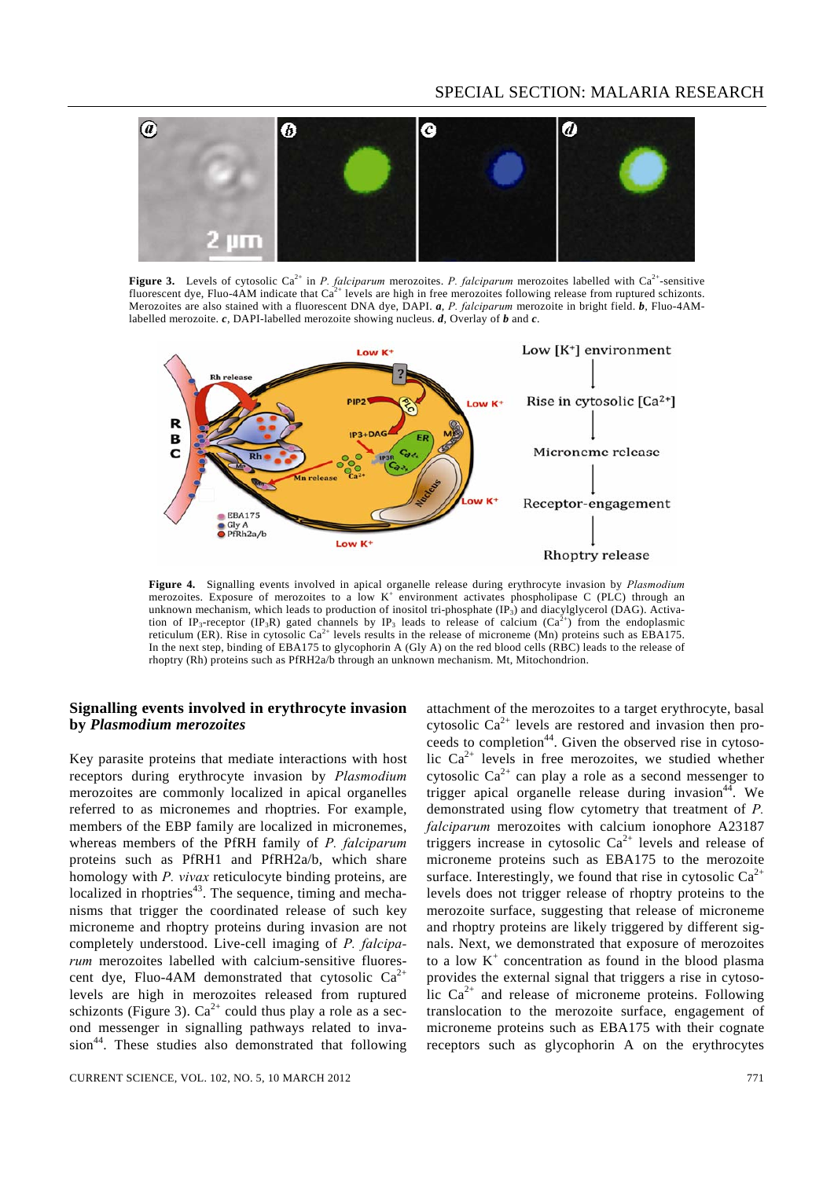**Figure 3.** Levels of cytosolic $Ca^{2+}$ in *P. falciparum* merozoites. *P. falciparum* merozoites labelled with $Ca^{2+}$-sensitive fluorescent dye, Fluo-4AM indicate that $Ca^{2+}$ levels are high in free merozoites following release from ruptured schizonts. Merozoites are also stained with a fluorescent DNA dye, DAPI. ***a***, *P. falciparum* merozoite in bright field. ***b***, Fluo-4AM-labelled merozoite. ***c***, DAPI-labelled merozoite showing nucleus. ***d***, Overlay of ***b*** and ***c***.

**Figure 4.** Signalling events involved in apical organelle release during erythrocyte invasion by *Plasmodium* merozoites. Exposure of merozoites to a low $K^+$ environment activates phospholipase C (PLC) through an unknown mechanism, which leads to production of inositol tri-phosphate ($IP_3$) and diacylglycerol (DAG). Activation of $IP_3$-receptor ($IP_3R$) gated channels by $IP_3$ leads to release of calcium ($Ca^{2+}$) from the endoplasmic reticulum (ER). Rise in cytosolic $Ca^{2+}$ levels results in the release of microneme (Mn) proteins such as EBA175. In the next step, binding of EBA175 to glycophorin A (Gly A) on the red blood cells (RBC) leads to the release of rhoptry (Rh) proteins such as PfRH2a/b through an unknown mechanism. Mt, Mitochondrion.

## Signalling events involved in erythrocyte invasion by *Plasmodium merozoites*

Key parasite proteins that mediate interactions with host receptors during erythrocyte invasion by *Plasmodium* merozoites are commonly localized in apical organelles referred to as micronemes and rhoptries. For example, members of the EBP family are localized in micronemes, whereas members of the PfRH family of *P. falciparum* proteins such as PfRH1 and PfRH2a/b, which share homology with *P. vivax* reticulocyte binding proteins, are localized in rhoptries[43]. The sequence, timing and mechanisms that trigger the coordinated release of such key microneme and rhoptry proteins during invasion are not completely understood. Live-cell imaging of *P. falciparum* merozoites labelled with calcium-sensitive fluorescent dye, Fluo-4AM demonstrated that cytosolic $Ca^{2+}$ levels are high in merozoites released from ruptured schizonts (Figure 3). $Ca^{2+}$ could thus play a role as a second messenger in signalling pathways related to invasion[44]. These studies also demonstrated that following attachment of the merozoites to a target erythrocyte, basal cytosolic $Ca^{2+}$ levels are restored and invasion then proceeds to completion[44]. Given the observed rise in cytosolic $Ca^{2+}$ levels in free merozoites, we studied whether cytosolic $Ca^{2+}$ can play a role as a second messenger to trigger apical organelle release during invasion[44]. We demonstrated using flow cytometry that treatment of *P. falciparum* merozoites with calcium ionophore A23187 triggers increase in cytosolic $Ca^{2+}$ levels and release of microneme proteins such as EBA175 to the merozoite surface. Interestingly, we found that rise in cytosolic $Ca^{2+}$ levels does not trigger release of rhoptry proteins to the merozoite surface, suggesting that release of microneme and rhoptry proteins are likely triggered by different signals. Next, we demonstrated that exposure of merozoites to a low $K^+$ concentration as found in the blood plasma provides the external signal that triggers a rise in cytosolic $Ca^{2+}$ and release of microneme proteins. Following translocation to the merozoite surface, engagement of microneme proteins such as EBA175 with their cognate receptors such as glycophorin A on the erythrocytes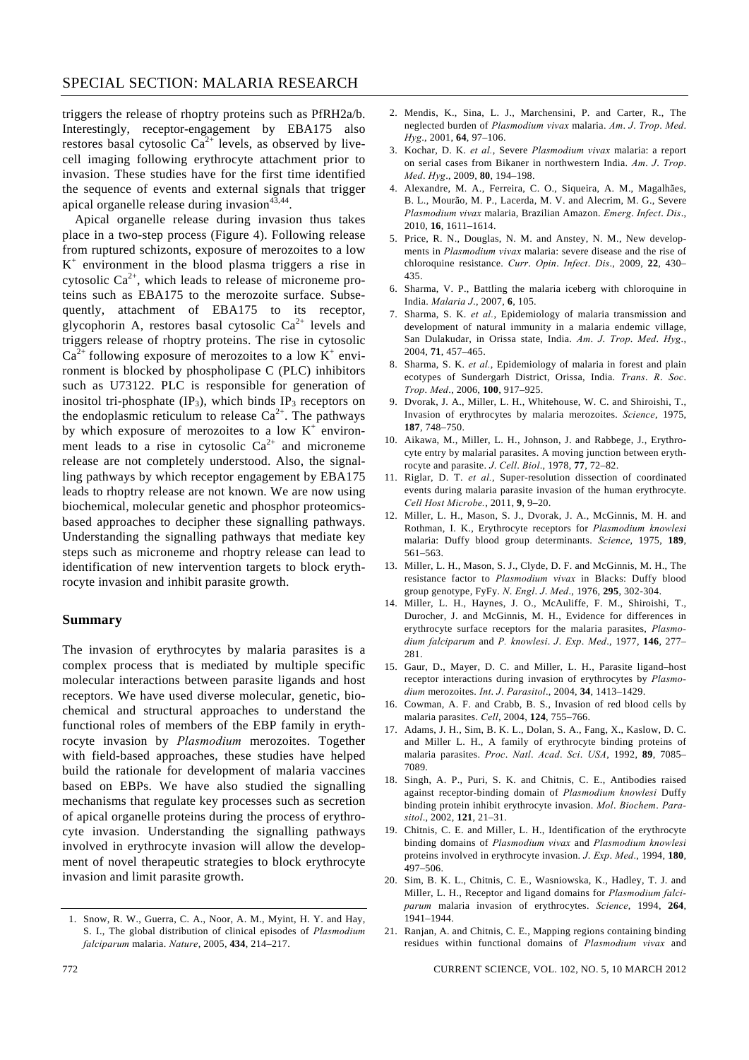triggers the release of rhoptry proteins such as PfRH2a/b. Interestingly, receptor-engagement by EBA175 also restores basal cytosolic $Ca^{2+}$ levels, as observed by live-cell imaging following erythrocyte attachment prior to invasion. These studies have for the first time identified the sequence of events and external signals that trigger apical organelle release during invasion[43,44].

Apical organelle release during invasion thus takes place in a two-step process (Figure 4). Following release from ruptured schizonts, exposure of merozoites to a low $K^+$ environment in the blood plasma triggers a rise in cytosolic $Ca^{2+}$, which leads to release of microneme proteins such as EBA175 to the merozoite surface. Subsequently, attachment of EBA175 to its receptor, glycophorin A, restores basal cytosolic $Ca^{2+}$ levels and triggers release of rhoptry proteins. The rise in cytosolic $Ca^{2+}$ following exposure of merozoites to a low $K^+$ environment is blocked by phospholipase C (PLC) inhibitors such as U73122. PLC is responsible for generation of inositol tri-phosphate ($IP_3$), which binds $IP_3$ receptors on the endoplasmic reticulum to release $Ca^{2+}$. The pathways by which exposure of merozoites to a low $K^+$ environment leads to a rise in cytosolic $Ca^{2+}$ and microneme release are not completely understood. Also, the signalling pathways by which receptor engagement by EBA175 leads to rhoptry release are not known. We are now using biochemical, molecular genetic and phosphor proteomics-based approaches to decipher these signalling pathways. Understanding the signalling pathways that mediate key steps such as microneme and rhoptry release can lead to identification of new intervention targets to block erythrocyte invasion and inhibit parasite growth.

## Summary

The invasion of erythrocytes by malaria parasites is a complex process that is mediated by multiple specific molecular interactions between parasite ligands and host receptors. We have used diverse molecular, genetic, biochemical and structural approaches to understand the functional roles of members of the EBP family in erythrocyte invasion by *Plasmodium* merozoites. Together with field-based approaches, these studies have helped build the rationale for development of malaria vaccines based on EBPs. We have also studied the signalling mechanisms that regulate key processes such as secretion of apical organelle proteins during the process of erythrocyte invasion. Understanding the signalling pathways involved in erythrocyte invasion will allow the development of novel therapeutic strategies to block erythrocyte invasion and limit parasite growth.

1. Snow, R. W., Guerra, C. A., Noor, A. M., Myint, H. Y. and Hay, S. I., The global distribution of clinical episodes of *Plasmodium falciparum* malaria. *Nature*, 2005, **434**, 214–217.
2. Mendis, K., Sina, L. J., Marchensini, P. and Carter, R., The neglected burden of *Plasmodium vivax* malaria. *Am. J. Trop. Med. Hyg.*, 2001, **64**, 97–106.
3. Kochar, D. K. *et al.*, Severe *Plasmodium vivax* malaria: a report on serial cases from Bikaner in northwestern India. *Am. J. Trop. Med. Hyg.*, 2009, **80**, 194–198.
4. Alexandre, M. A., Ferreira, C. O., Siqueira, A. M., Magalhães, B. L., Mourão, M. P., Lacerda, M. V. and Alecrim, M. G., Severe *Plasmodium vivax* malaria, Brazilian Amazon. *Emerg. Infect. Dis.*, 2010, **16**, 1611–1614.
5. Price, R. N., Douglas, N. M. and Anstey, N. M., New developments in *Plasmodium vivax* malaria: severe disease and the rise of chloroquine resistance. *Curr. Opin. Infect. Dis.*, 2009, **22**, 430–435.
6. Sharma, V. P., Battling the malaria iceberg with chloroquine in India. *Malaria J.*, 2007, **6**, 105.
7. Sharma, S. K. *et al.*, Epidemiology of malaria transmission and development of natural immunity in a malaria endemic village, San Dulakudar, in Orissa state, India. *Am. J. Trop. Med. Hyg.*, 2004, **71**, 457–465.
8. Sharma, S. K. *et al.*, Epidemiology of malaria in forest and plain ecotypes of Sundergarh District, Orissa, India. *Trans. R. Soc. Trop. Med.*, 2006, **100**, 917–925.
9. Dvorak, J. A., Miller, L. H., Whitehouse, W. C. and Shiroishi, T., Invasion of erythrocytes by malaria merozoites. *Science*, 1975, **187**, 748–750.
10. Aikawa, M., Miller, L. H., Johnson, J. and Rabbege, J., Erythrocyte entry by malarial parasites. A moving junction between erythrocyte and parasite. *J. Cell. Biol.*, 1978, **77**, 72–82.
11. Riglar, D. T. *et al.*, Super-resolution dissection of coordinated events during malaria parasite invasion of the human erythrocyte. *Cell Host Microbe.*, 2011, **9**, 9–20.
12. Miller, L. H., Mason, S. J., Dvorak, J. A., McGinnis, M. H. and Rothman, I. K., Erythrocyte receptors for *Plasmodium knowlesi* malaria: Duffy blood group determinants. *Science*, 1975, **189**, 561–563.
13. Miller, L. H., Mason, S. J., Clyde, D. F. and McGinnis, M. H., The resistance factor to *Plasmodium vivax* in Blacks: Duffy blood group genotype, FyFy. *N. Engl. J. Med.*, 1976, **295**, 302-304.
14. Miller, L. H., Haynes, J. O., McAuliffe, F. M., Shiroishi, T., Durocher, J. and McGinnis, M. H., Evidence for differences in erythrocyte surface receptors for the malaria parasites, *Plasmodium falciparum* and *P. knowlesi*. *J. Exp. Med.*, 1977, **146**, 277–281.
15. Gaur, D., Mayer, D. C. and Miller, L. H., Parasite ligand–host receptor interactions during invasion of erythrocytes by *Plasmodium* merozoites. *Int. J. Parasitol.*, 2004, **34**, 1413–1429.
16. Cowman, A. F. and Crabb, B. S., Invasion of red blood cells by malaria parasites. *Cell*, 2004, **124**, 755–766.
17. Adams, J. H., Sim, B. K. L., Dolan, S. A., Fang, X., Kaslow, D. C. and Miller L. H., A family of erythrocyte binding proteins of malaria parasites. *Proc. Natl. Acad. Sci. USA*, 1992, **89**, 7085–7089.
18. Singh, A. P., Puri, S. K. and Chitnis, C. E., Antibodies raised against receptor-binding domain of *Plasmodium knowlesi* Duffy binding protein inhibit erythrocyte invasion. *Mol. Biochem. Parasitol.*, 2002, **121**, 21–31.
19. Chitnis, C. E. and Miller, L. H., Identification of the erythrocyte binding domains of *Plasmodium vivax* and *Plasmodium knowlesi* proteins involved in erythrocyte invasion. *J. Exp. Med.*, 1994, **180**, 497–506.
20. Sim, B. K. L., Chitnis, C. E., Wasniowska, K., Hadley, T. J. and Miller, L. H., Receptor and ligand domains for *Plasmodium falciparum* malaria invasion of erythrocytes. *Science*, 1994, **264**, 1941–1944.
21. Ranjan, A. and Chitnis, C. E., Mapping regions containing binding residues within functional domains of *Plasmodium vivax* and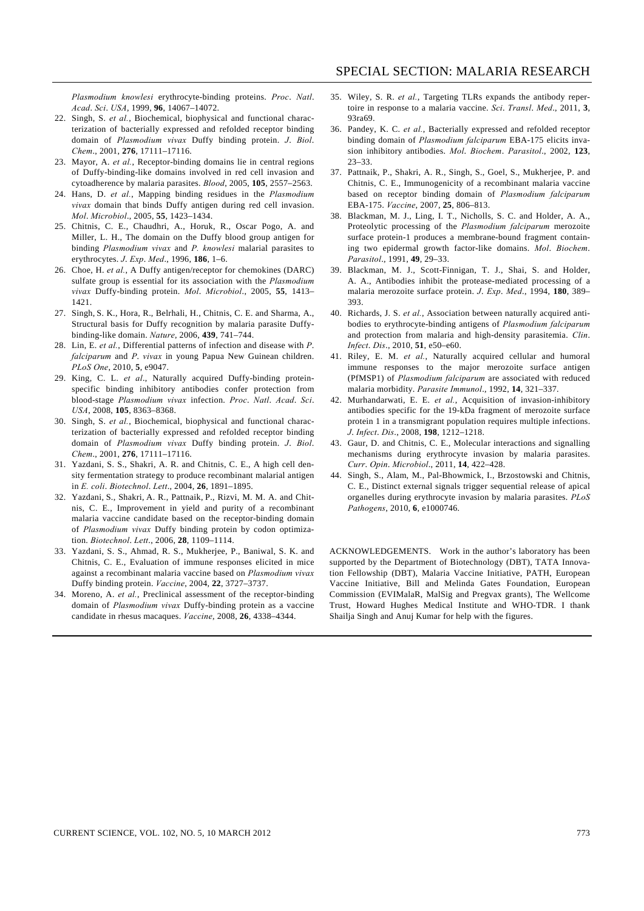*Plasmodium knowlesi* erythrocyte-binding proteins. *Proc. Natl. Acad. Sci. USA*, 1999, **96**, 14067–14072.

22. Singh, S. *et al.*, Biochemical, biophysical and functional characterization of bacterially expressed and refolded receptor binding domain of *Plasmodium vivax* Duffy binding protein. *J. Biol. Chem*., 2001, **276**, 17111–17116.
23. Mayor, A. *et al.*, Receptor-binding domains lie in central regions of Duffy-binding-like domains involved in red cell invasion and cytoadherence by malaria parasites. *Blood*, 2005, **105**, 2557–2563.
24. Hans, D. *et al.*, Mapping binding residues in the *Plasmodium vivax* domain that binds Duffy antigen during red cell invasion. *Mol. Microbiol*., 2005, **55**, 1423–1434.
25. Chitnis, C. E., Chaudhri, A., Horuk, R., Oscar Pogo, A. and Miller, L. H., The domain on the Duffy blood group antigen for binding *Plasmodium vivax* and *P. knowlesi* malarial parasites to erythrocytes. *J. Exp. Med*., 1996, **186**, 1–6.
26. Choe, H. *et al.*, A Duffy antigen/receptor for chemokines (DARC) sulfate group is essential for its association with the *Plasmodium vivax* Duffy-binding protein. *Mol. Microbiol*., 2005, **55**, 1413–1421.
27. Singh, S. K., Hora, R., Belrhali, H., Chitnis, C. E. and Sharma, A., Structural basis for Duffy recognition by malaria parasite Duffy-binding-like domain. *Nature*, 2006, **439**, 741–744.
28. Lin, E. *et al.*, Differential patterns of infection and disease with *P. falciparum* and *P. vivax* in young Papua New Guinean children. *PLoS One*, 2010, **5**, e9047.
29. King, C. L. *et al*., Naturally acquired Duffy-binding protein-specific binding inhibitory antibodies confer protection from blood-stage *Plasmodium vivax* infection. *Proc. Natl. Acad. Sci. USA*, 2008, **105**, 8363–8368.
30. Singh, S. *et al.*, Biochemical, biophysical and functional characterization of bacterially expressed and refolded receptor binding domain of *Plasmodium vivax* Duffy binding protein. *J. Biol. Chem*., 2001, **276**, 17111–17116.
31. Yazdani, S. S., Shakri, A. R. and Chitnis, C. E., A high cell density fermentation strategy to produce recombinant malarial antigen in *E. coli*. *Biotechnol. Lett*., 2004, **26**, 1891–1895.
32. Yazdani, S., Shakri, A. R., Pattnaik, P., Rizvi, M. M. A. and Chitnis, C. E., Improvement in yield and purity of a recombinant malaria vaccine candidate based on the receptor-binding domain of *Plasmodium vivax* Duffy binding protein by codon optimization. *Biotechnol. Lett*., 2006, **28**, 1109–1114.
33. Yazdani, S. S., Ahmad, R. S., Mukherjee, P., Baniwal, S. K. and Chitnis, C. E., Evaluation of immune responses elicited in mice against a recombinant malaria vaccine based on *Plasmodium vivax* Duffy binding protein. *Vaccine*, 2004, **22**, 3727–3737.
34. Moreno, A. *et al.*, Preclinical assessment of the receptor-binding domain of *Plasmodium vivax* Duffy-binding protein as a vaccine candidate in rhesus macaques. *Vaccine*, 2008, **26**, 4338–4344.
35. Wiley, S. R. *et al.*, Targeting TLRs expands the antibody repertoire in response to a malaria vaccine. *Sci. Transl. Med*., 2011, **3**, 93ra69.
36. Pandey, K. C. *et al.*, Bacterially expressed and refolded receptor binding domain of *Plasmodium falciparum* EBA-175 elicits invasion inhibitory antibodies. *Mol. Biochem. Parasitol*., 2002, **123**, 23–33.
37. Pattnaik, P., Shakri, A. R., Singh, S., Goel, S., Mukherjee, P. and Chitnis, C. E., Immunogenicity of a recombinant malaria vaccine based on receptor binding domain of *Plasmodium falciparum* EBA-175. *Vaccine*, 2007, **25**, 806–813.
38. Blackman, M. J., Ling, I. T., Nicholls, S. C. and Holder, A. A., Proteolytic processing of the *Plasmodium falciparum* merozoite surface protein-1 produces a membrane-bound fragment containing two epidermal growth factor-like domains. *Mol. Biochem. Parasitol*., 1991, **49**, 29–33.
39. Blackman, M. J., Scott-Finnigan, T. J., Shai, S. and Holder, A. A., Antibodies inhibit the protease-mediated processing of a malaria merozoite surface protein. *J. Exp. Med*., 1994, **180**, 389–393.
40. Richards, J. S. *et al.*, Association between naturally acquired antibodies to erythrocyte-binding antigens of *Plasmodium falciparum* and protection from malaria and high-density parasitemia. *Clin. Infect. Dis*., 2010, **51**, e50–e60.
41. Riley, E. M. *et al.*, Naturally acquired cellular and humoral immune responses to the major merozoite surface antigen (PfMSP1) of *Plasmodium falciparum* are associated with reduced malaria morbidity. *Parasite Immunol*., 1992, **14**, 321–337.
42. Murhandarwati, E. E. *et al.*, Acquisition of invasion-inhibitory antibodies specific for the 19-kDa fragment of merozoite surface protein 1 in a transmigrant population requires multiple infections. *J. Infect. Dis*., 2008, **198**, 1212–1218.
43. Gaur, D. and Chitnis, C. E., Molecular interactions and signalling mechanisms during erythrocyte invasion by malaria parasites. *Curr. Opin. Microbiol*., 2011, **14**, 422–428.
44. Singh, S., Alam, M., Pal-Bhowmick, I., Brzostowski and Chitnis, C. E., Distinct external signals trigger sequential release of apical organelles during erythrocyte invasion by malaria parasites. *PLoS Pathogens*, 2010, **6**, e1000746.

ACKNOWLEDGEMENTS. Work in the author's laboratory has been supported by the Department of Biotechnology (DBT), TATA Innovation Fellowship (DBT), Malaria Vaccine Initiative, PATH, European Vaccine Initiative, Bill and Melinda Gates Foundation, European Commission (EVIMalaR, MalSig and Pregvax grants), The Wellcome Trust, Howard Hughes Medical Institute and WHO-TDR. I thank Shailja Singh and Anuj Kumar for help with the figures.